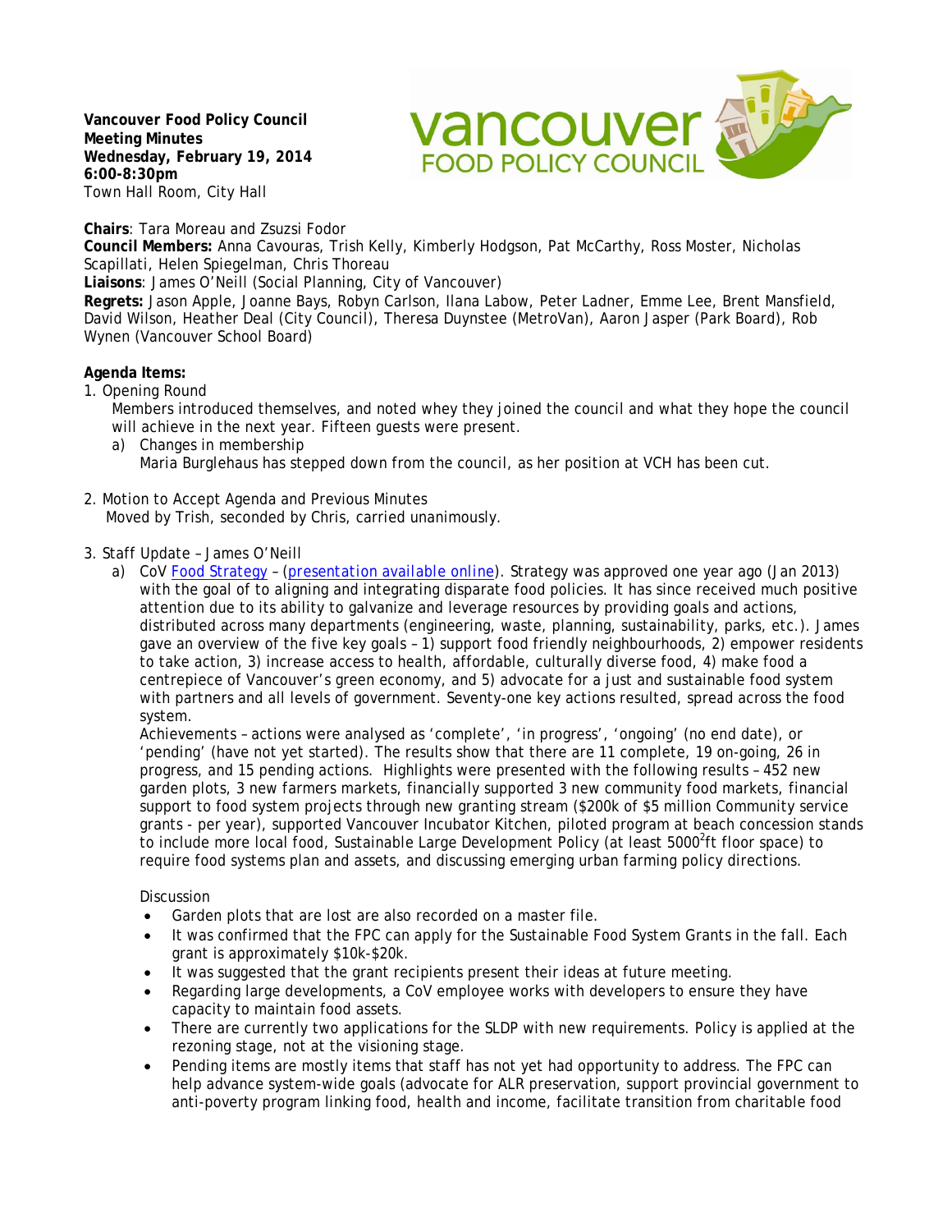**Vancouver Food Policy Council**
**Meeting Minutes**
**Wednesday, February 19, 2014**
**6:00-8:30pm**
Town Hall Room, City Hall

**Chairs**: Tara Moreau and Zsuzsi Fodor
**Council Members:** Anna Cavouras, Trish Kelly, Kimberly Hodgson, Pat McCarthy, Ross Moster, Nicholas Scapillati, Helen Spiegelman, Chris Thoreau
**Liaisons**: James O'Neill (Social Planning, City of Vancouver)
**Regrets:** Jason Apple, Joanne Bays, Robyn Carlson, Ilana Labow, Peter Ladner, Emme Lee, Brent Mansfield, David Wilson, Heather Deal (City Council), Theresa Duynstee (MetroVan), Aaron Jasper (Park Board), Rob Wynen (Vancouver School Board)

**Agenda Items:**

1. Opening Round
   Members introduced themselves, and noted whey they joined the council and what they hope the council will achieve in the next year. Fifteen guests were present.
   a) Changes in membership
      Maria Burglehaus has stepped down from the council, as her position at VCH has been cut.

2. Motion to Accept Agenda and Previous Minutes
   Moved by Trish, seconded by Chris, carried unanimously.

3. Staff Update – James O'Neill
   a) CoV Food Strategy – (presentation available online). Strategy was approved one year ago (Jan 2013) with the goal of to aligning and integrating disparate food policies. It has since received much positive attention due to its ability to galvanize and leverage resources by providing goals and actions, distributed across many departments (engineering, waste, planning, sustainability, parks, etc.). James gave an overview of the five key goals – 1) support food friendly neighbourhoods, 2) empower residents to take action, 3) increase access to health, affordable, culturally diverse food, 4) make food a centrepiece of Vancouver's green economy, and 5) advocate for a just and sustainable food system with partners and all levels of government. Seventy-one key actions resulted, spread across the food system.
   Achievements – actions were analysed as 'complete', 'in progress', 'ongoing' (no end date), or 'pending' (have not yet started). The results show that there are 11 complete, 19 on-going, 26 in progress, and 15 pending actions. Highlights were presented with the following results – 452 new garden plots, 3 new farmers markets, financially supported 3 new community food markets, financial support to food system projects through new granting stream ($200k of $5 million Community service grants - per year), supported Vancouver Incubator Kitchen, piloted program at beach concession stands to include more local food, Sustainable Large Development Policy (at least $5000^2$ft floor space) to require food systems plan and assets, and discussing emerging urban farming policy directions.

   Discussion
   - Garden plots that are lost are also recorded on a master file.
   - It was confirmed that the FPC can apply for the Sustainable Food System Grants in the fall. Each grant is approximately $10k-$20k.
   - It was suggested that the grant recipients present their ideas at future meeting.
   - Regarding large developments, a CoV employee works with developers to ensure they have capacity to maintain food assets.
   - There are currently two applications for the SLDP with new requirements. Policy is applied at the rezoning stage, not at the visioning stage.
   - Pending items are mostly items that staff has not yet had opportunity to address. The FPC can help advance system-wide goals (advocate for ALR preservation, support provincial government to anti-poverty program linking food, health and income, facilitate transition from charitable food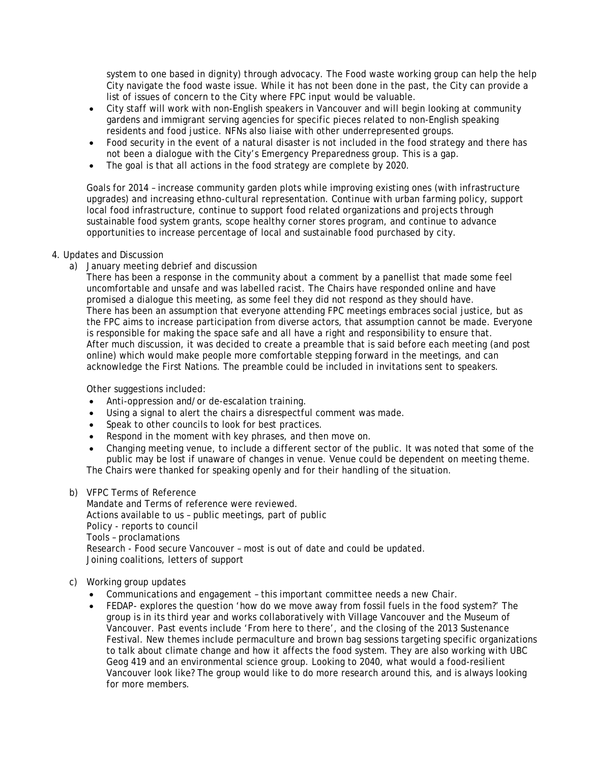system to one based in dignity) through advocacy. The Food waste working group can help the help City navigate the food waste issue. While it has not been done in the past, the City can provide a list of issues of concern to the City where FPC input would be valuable.

- City staff will work with non-English speakers in Vancouver and will begin looking at community gardens and immigrant serving agencies for specific pieces related to non-English speaking residents and food justice. NFNs also liaise with other underrepresented groups.
- Food security in the event of a natural disaster is not included in the food strategy and there has not been a dialogue with the City's Emergency Preparedness group. This is a gap.
- The goal is that all actions in the food strategy are complete by 2020.

Goals for 2014 – increase community garden plots while improving existing ones (with infrastructure upgrades) and increasing ethno-cultural representation. Continue with urban farming policy, support local food infrastructure, continue to support food related organizations and projects through sustainable food system grants, scope healthy corner stores program, and continue to advance opportunities to increase percentage of local and sustainable food purchased by city.

4. Updates and Discussion

a) January meeting debrief and discussion

There has been a response in the community about a comment by a panellist that made some feel uncomfortable and unsafe and was labelled racist. The Chairs have responded online and have promised a dialogue this meeting, as some feel they did not respond as they should have.
There has been an assumption that everyone attending FPC meetings embraces social justice, but as the FPC aims to increase participation from diverse actors, that assumption cannot be made. Everyone is responsible for making the space safe and all have a right and responsibility to ensure that.
After much discussion, it was decided to create a preamble that is said before each meeting (and post online) which would make people more comfortable stepping forward in the meetings, and can acknowledge the First Nations. The preamble could be included in invitations sent to speakers.

Other suggestions included:

- Anti-oppression and/or de-escalation training.
- Using a signal to alert the chairs a disrespectful comment was made.
- Speak to other councils to look for best practices.
- Respond in the moment with key phrases, and then move on.
- Changing meeting venue, to include a different sector of the public. It was noted that some of the public may be lost if unaware of changes in venue. Venue could be dependent on meeting theme.

The Chairs were thanked for speaking openly and for their handling of the situation.

b) VFPC Terms of Reference

Mandate and Terms of reference were reviewed.
Actions available to us – public meetings, part of public
Policy - reports to council
Tools – proclamations
Research - Food secure Vancouver – most is out of date and could be updated.
Joining coalitions, letters of support

c) Working group updates

- Communications and engagement – this important committee needs a new Chair.
- FEDAP- explores the question 'how do we move away from fossil fuels in the food system?' The group is in its third year and works collaboratively with Village Vancouver and the Museum of Vancouver. Past events include 'From here to there', and the closing of the 2013 Sustenance Festival. New themes include permaculture and brown bag sessions targeting specific organizations to talk about climate change and how it affects the food system. They are also working with UBC Geog 419 and an environmental science group. Looking to 2040, what would a food-resilient Vancouver look like? The group would like to do more research around this, and is always looking for more members.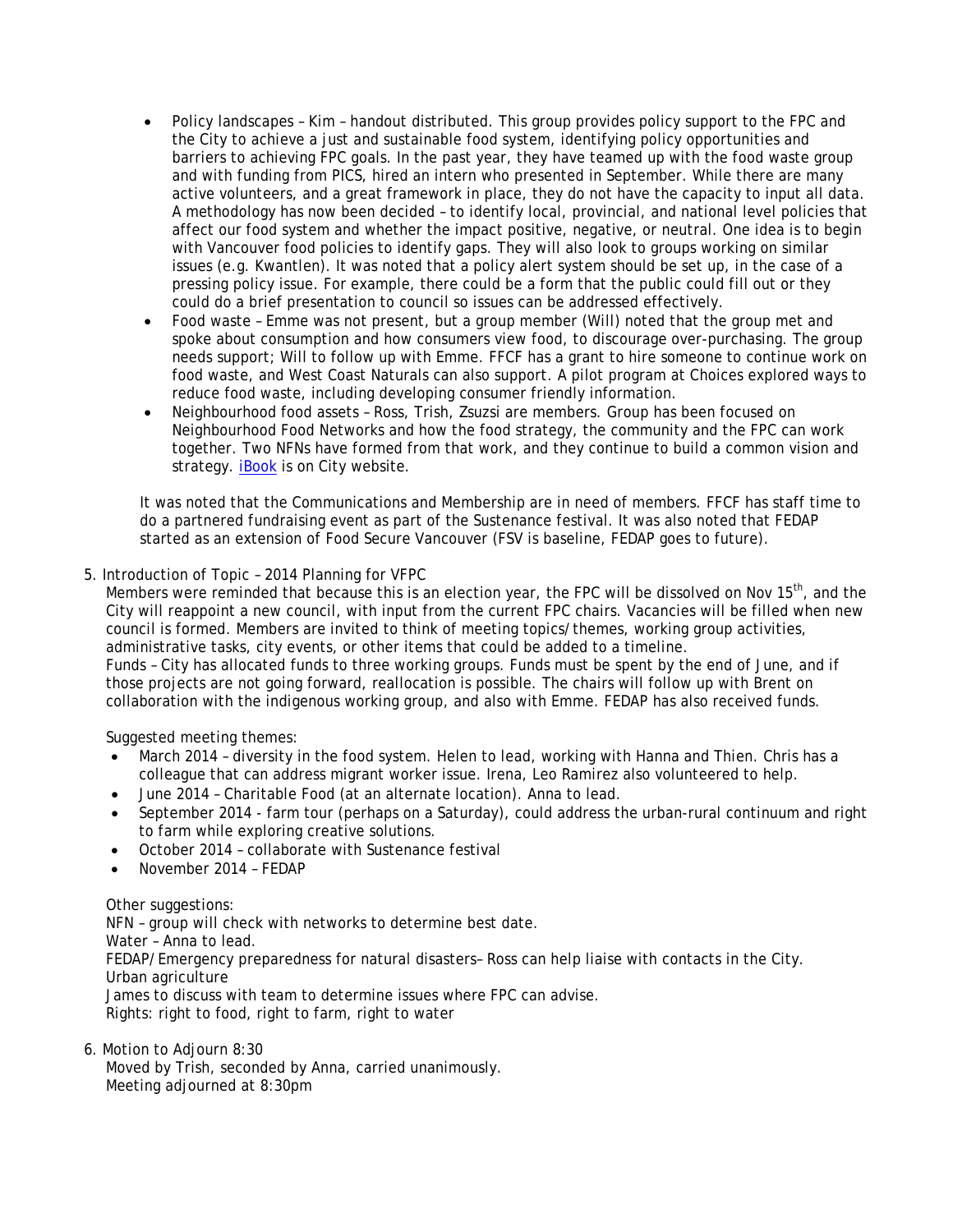- Policy landscapes – Kim – handout distributed. This group provides policy support to the FPC and the City to achieve a just and sustainable food system, identifying policy opportunities and barriers to achieving FPC goals. In the past year, they have teamed up with the food waste group and with funding from PICS, hired an intern who presented in September. While there are many active volunteers, and a great framework in place, they do not have the capacity to input all data. A methodology has now been decided – to identify local, provincial, and national level policies that affect our food system and whether the impact positive, negative, or neutral. One idea is to begin with Vancouver food policies to identify gaps. They will also look to groups working on similar issues (e.g. Kwantlen). It was noted that a policy alert system should be set up, in the case of a pressing policy issue. For example, there could be a form that the public could fill out or they could do a brief presentation to council so issues can be addressed effectively.
- Food waste – Emme was not present, but a group member (Will) noted that the group met and spoke about consumption and how consumers view food, to discourage over-purchasing. The group needs support; Will to follow up with Emme. FFCF has a grant to hire someone to continue work on food waste, and West Coast Naturals can also support. A pilot program at Choices explored ways to reduce food waste, including developing consumer friendly information.
- Neighbourhood food assets – Ross, Trish, Zsuzsi are members. Group has been focused on Neighbourhood Food Networks and how the food strategy, the community and the FPC can work together. Two NFNs have formed from that work, and they continue to build a common vision and strategy. iBook is on City website.

It was noted that the Communications and Membership are in need of members. FFCF has staff time to do a partnered fundraising event as part of the Sustenance festival. It was also noted that FEDAP started as an extension of Food Secure Vancouver (FSV is baseline, FEDAP goes to future).

5. Introduction of Topic – 2014 Planning for VFPC

Members were reminded that because this is an election year, the FPC will be dissolved on Nov 15th, and the City will reappoint a new council, with input from the current FPC chairs. Vacancies will be filled when new council is formed. Members are invited to think of meeting topics/themes, working group activities, administrative tasks, city events, or other items that could be added to a timeline.

Funds – City has allocated funds to three working groups. Funds must be spent by the end of June, and if those projects are not going forward, reallocation is possible. The chairs will follow up with Brent on collaboration with the indigenous working group, and also with Emme. FEDAP has also received funds.

Suggested meeting themes:

- March 2014 – diversity in the food system. Helen to lead, working with Hanna and Thien. Chris has a colleague that can address migrant worker issue. Irena, Leo Ramirez also volunteered to help.
- June 2014 – Charitable Food (at an alternate location). Anna to lead.
- September 2014 - farm tour (perhaps on a Saturday), could address the urban-rural continuum and right to farm while exploring creative solutions.
- October 2014 – collaborate with Sustenance festival
- November 2014 – FEDAP

Other suggestions:

NFN – group will check with networks to determine best date.
Water – Anna to lead.
FEDAP/Emergency preparedness for natural disasters– Ross can help liaise with contacts in the City.
Urban agriculture
James to discuss with team to determine issues where FPC can advise.
Rights: right to food, right to farm, right to water

6. Motion to Adjourn 8:30

Moved by Trish, seconded by Anna, carried unanimously.
Meeting adjourned at 8:30pm